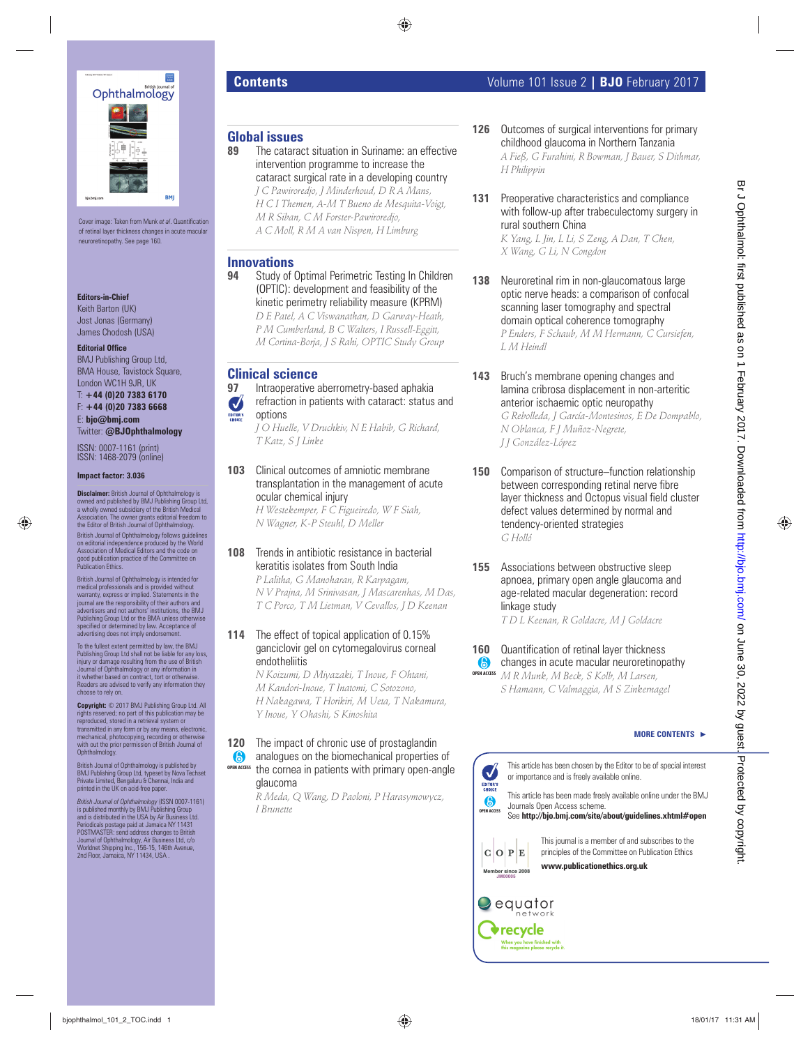# Contents

## Global issues

**89** The cataract situation in Suriname: an effective intervention programme to increase the cataract surgical rate in a developing country
*J C Pawiroredjo, J Minderhoud, D R A Mans, H C I Themen, A-M T Bueno de Mesquita-Voigt, M R Siban, C M Forster-Pawiroredjo, A C Moll, R M A van Nispen, H Limburg*

## Innovations

**94** Study of Optimal Perimetric Testing In Children (OPTIC): development and feasibility of the kinetic perimetry reliability measure (KPRM)
*D E Patel, A C Viswanathan, D Garway-Heath, P M Cumberland, B C Walters, I Russell-Eggitt, M Cortina-Borja, J S Rahi, OPTIC Study Group*

## Clinical science

**97** (EDITOR'S CHOICE) Intraoperative aberrometry-based aphakia refraction in patients with cataract: status and options
*J O Huelle, V Druchkiv, N E Habib, G Richard, T Katz, S J Linke*

**103** Clinical outcomes of amniotic membrane transplantation in the management of acute ocular chemical injury
*H Westekemper, F C Figueiredo, W F Siah, N Wagner, K-P Steuhl, D Meller*

**108** Trends in antibiotic resistance in bacterial keratitis isolates from South India
*P Lalitha, G Manoharan, R Karpagam, N V Prajna, M Srinivasan, J Mascarenhas, M Das, T C Porco, T M Lietman, V Cevallos, J D Keenan*

**114** The effect of topical application of 0.15% ganciclovir gel on cytomegalovirus corneal endotheliitis
*N Koizumi, D Miyazaki, T Inoue, F Ohtani, M Kandori-Inoue, T Inatomi, C Sotozono, H Nakagawa, T Horikiri, M Ueta, T Nakamura, Y Inoue, Y Ohashi, S Kinoshita*

**120** (OPEN ACCESS) The impact of chronic use of prostaglandin analogues on the biomechanical properties of the cornea in patients with primary open-angle glaucoma
*R Meda, Q Wang, D Paoloni, P Harasymowycz, I Brunette*

**126** Outcomes of surgical interventions for primary childhood glaucoma in Northern Tanzania
*A Fieß, G Furahini, R Bowman, J Bauer, S Dithmar, H Philippin*

**131** Preoperative characteristics and compliance with follow-up after trabeculectomy surgery in rural southern China
*K Yang, L Jin, L Li, S Zeng, A Dan, T Chen, X Wang, G Li, N Congdon*

**138** Neuroretinal rim in non-glaucomatous large optic nerve heads: a comparison of confocal scanning laser tomography and spectral domain optical coherence tomography
*P Enders, F Schaub, M M Hermann, C Cursiefen, L M Heindl*

**143** Bruch's membrane opening changes and lamina cribrosa displacement in non-arteritic anterior ischaemic optic neuropathy
*G Rebolleda, J García-Montesinos, E De Dompablo, N Oblanca, F J Muñoz-Negrete, J J González-López*

**150** Comparison of structure–function relationship between corresponding retinal nerve fibre layer thickness and Octopus visual field cluster defect values determined by normal and tendency-oriented strategies
*G Holló*

**155** Associations between obstructive sleep apnoea, primary open angle glaucoma and age-related macular degeneration: record linkage study
*T D L Keenan, R Goldacre, M J Goldacre*

**160** (OPEN ACCESS) Quantification of retinal layer thickness changes in acute macular neuroretinopathy
*M R Munk, M Beck, S Kolb, M Larsen, S Hamann, C Valmaggia, M S Zinkernagel*

**MORE CONTENTS ▶**

---

EDITOR'S CHOICE: This article has been chosen by the Editor to be of special interest or importance and is freely available online.

OPEN ACCESS: This article has been made freely available online under the BMJ Journals Open Access scheme.
See **http://bjo.bmj.com/site/about/guidelines.xhtml#open**

This journal is a member of and subscribes to the principles of the Committee on Publication Ethics
**www.publicationethics.org.uk**

COPE Member since 2008 JM00005

equator network

recycle — When you have finished with this magazine please recycle it

---

Cover image: Taken from Munk *et al*. Quantification of retinal layer thickness changes in acute macular neuroretinopathy. See page 160.

**Editors-in-Chief**
Keith Barton (UK)
Jost Jonas (Germany)
James Chodosh (USA)

**Editorial Office**
BMJ Publishing Group Ltd,
BMA House, Tavistock Square,
London WC1H 9JR, UK
T: **+44 (0)20 7383 6170**
F: **+44 (0)20 7383 6668**
E: **bjo@bmj.com**
Twitter: **@BJOphthalmology**

ISSN: 0007-1161 (print)
ISSN: 1468-2079 (online)

**Impact factor: 3.036**

**Disclaimer:** British Journal of Ophthalmology is owned and published by BMJ Publishing Group Ltd, a wholly owned subsidiary of the British Medical Association. The owner grants editorial freedom to the Editor of British Journal of Ophthalmology.

British Journal of Ophthalmology follows guidelines on editorial independence produced by the World Association of Medical Editors and the code on good publication practice of the Committee on Publication Ethics.

British Journal of Ophthalmology is intended for medical professionals and is provided without warranty, express or implied. Statements in the journal are the responsibility of their authors and advertisers and not authors' institutions, the BMJ Publishing Group Ltd or the BMA unless otherwise specified or determined by law. Acceptance of advertising does not imply endorsement.

To the fullest extent permitted by law, the BMJ Publishing Group Ltd shall not be liable for any loss, injury or damage resulting from the use of British Journal of Ophthalmology or any information in it whether based on contract, tort or otherwise. Readers are advised to verify any information they choose to rely on.

**Copyright:** © 2017 BMJ Publishing Group Ltd. All rights reserved; no part of this publication may be reproduced, stored in a retrieval system or transmitted in any form or by any means, electronic, mechanical, photocopying, recording or otherwise without the prior permission of British Journal of Ophthalmology.

British Journal of Ophthalmology is published by BMJ Publishing Group Ltd, typeset by Nova Techset Private Limited, Bengaluru & Chennai, India and printed in the UK on acid-free paper.

*British Journal of Ophthalmology* (ISSN 0007-1161) is published monthly by BMJ Publishing Group and is distributed in the USA by Air Business Ltd. Periodicals postage paid at Jamaica NY 11431 POSTMASTER: send address changes to British Journal of Ophthalmology, Air Business Ltd, c/o Worldnet Shipping Inc., 156-15, 146th Avenue, 2nd Floor, Jamaica, NY 11434, USA.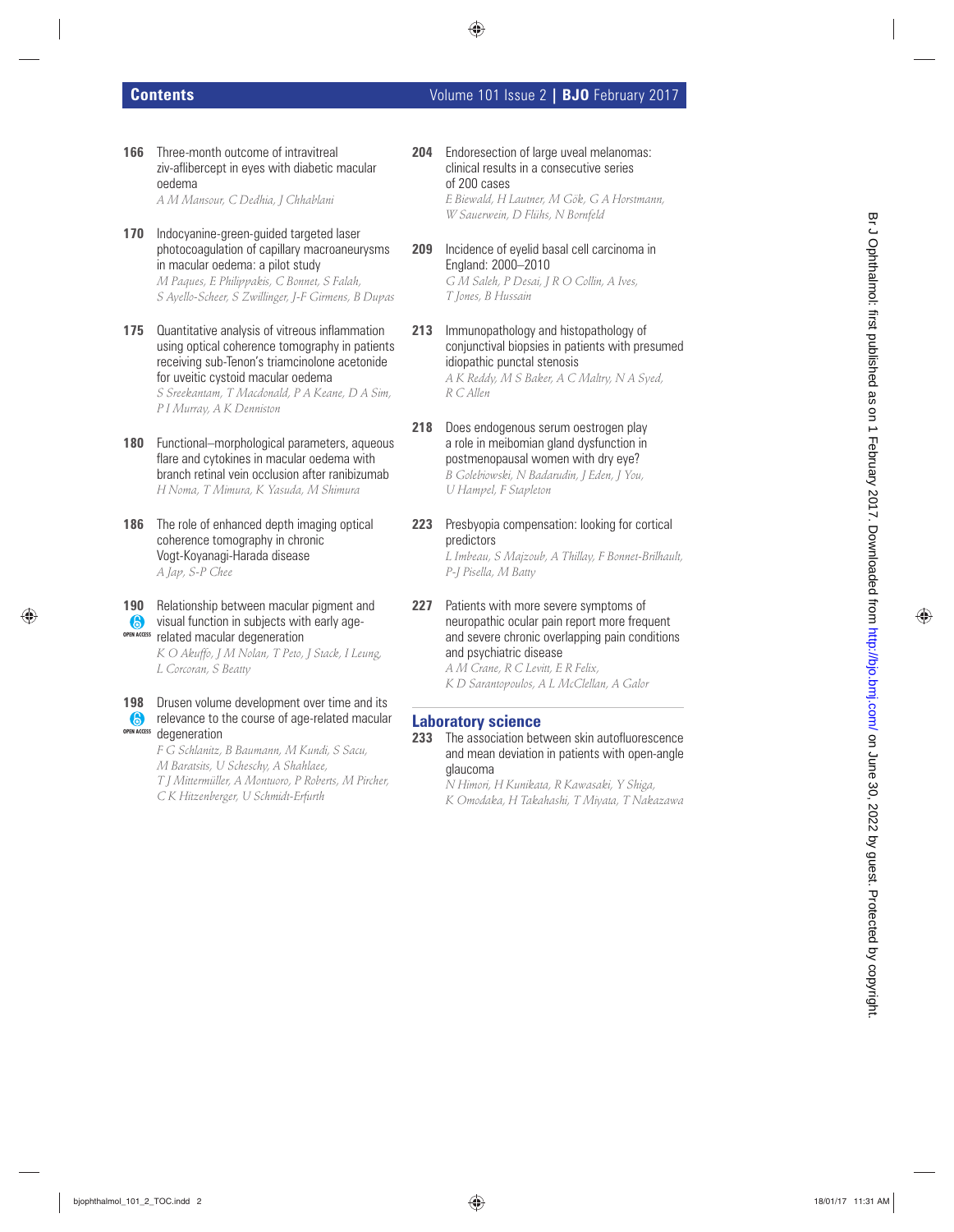## Contents

**166** Three-month outcome of intravitreal ziv-aflibercept in eyes with diabetic macular oedema
*A M Mansour, C Dedhia, J Chhablani*

**170** Indocyanine-green-guided targeted laser photocoagulation of capillary macroaneurysms in macular oedema: a pilot study
*M Paques, E Philippakis, C Bonnet, S Falah, S Ayello-Scheer, S Zwillinger, J-F Girmens, B Dupas*

**175** Quantitative analysis of vitreous inflammation using optical coherence tomography in patients receiving sub-Tenon's triamcinolone acetonide for uveitic cystoid macular oedema
*S Sreekantam, T Macdonald, P A Keane, D A Sim, P I Murray, A K Denniston*

**180** Functional–morphological parameters, aqueous flare and cytokines in macular oedema with branch retinal vein occlusion after ranibizumab
*H Noma, T Mimura, K Yasuda, M Shimura*

**186** The role of enhanced depth imaging optical coherence tomography in chronic Vogt-Koyanagi-Harada disease
*A Jap, S-P Chee*

**190** OPEN ACCESS Relationship between macular pigment and visual function in subjects with early age-related macular degeneration
*K O Akuffo, J M Nolan, T Peto, J Stack, I Leung, L Corcoran, S Beatty*

**198** OPEN ACCESS Drusen volume development over time and its relevance to the course of age-related macular degeneration
*F G Schlanitz, B Baumann, M Kundi, S Sacu, M Baratsits, U Scheschy, A Shahlaee, T J Mittermüller, A Montuoro, P Roberts, M Pircher, C K Hitzenberger, U Schmidt-Erfurth*

**204** Endoresection of large uveal melanomas: clinical results in a consecutive series of 200 cases
*E Biewald, H Lautner, M Gök, G A Horstmann, W Sauerwein, D Flühs, N Bornfeld*

**209** Incidence of eyelid basal cell carcinoma in England: 2000–2010
*G M Saleh, P Desai, J R O Collin, A Ives, T Jones, B Hussain*

**213** Immunopathology and histopathology of conjunctival biopsies in patients with presumed idiopathic punctal stenosis
*A K Reddy, M S Baker, A C Maltry, N A Syed, R C Allen*

**218** Does endogenous serum oestrogen play a role in meibomian gland dysfunction in postmenopausal women with dry eye?
*B Golebiowski, N Badarudin, J Eden, J You, U Hampel, F Stapleton*

**223** Presbyopia compensation: looking for cortical predictors
*L Imbeau, S Majzoub, A Thillay, F Bonnet-Brilhault, P-J Pisella, M Batty*

**227** Patients with more severe symptoms of neuropathic ocular pain report more frequent and severe chronic overlapping pain conditions and psychiatric disease
*A M Crane, R C Levitt, E R Felix, K D Sarantopoulos, A L McClellan, A Galor*

### Laboratory science

**233** The association between skin autofluorescence and mean deviation in patients with open-angle glaucoma
*N Himori, H Kunikata, R Kawasaki, Y Shiga, K Omodaka, H Takahashi, T Miyata, T Nakazawa*